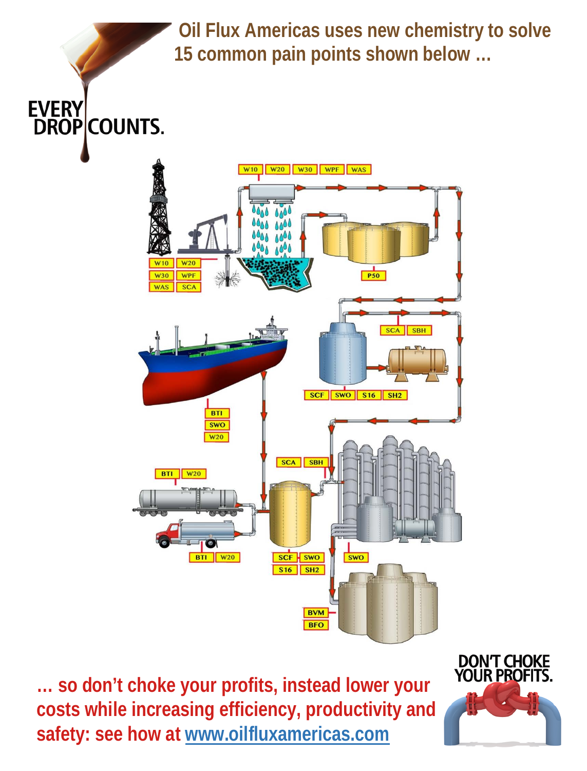# Oil Flux Americas uses new chemistry to solve 15 common pain points shown below …

EVERY DROP COUNTS.

W10 W20 W30 WPF WAS

W10 W20
W30 WPF
WAS SCA

P50

SCA SBH

SCF SWO S16 SH2

BTI
SWO
W20

BTI W20

SCA SBH

BTI W20

SCF SWO
S16 SH2

SWO

BVM
BFO

**… so don’t choke your profits, instead lower your costs while increasing efficiency, productivity and safety: see how at [www.oilfluxamericas.com](http://www.oilfluxamericas.com)**

DON’T CHOKE YOUR PROFITS.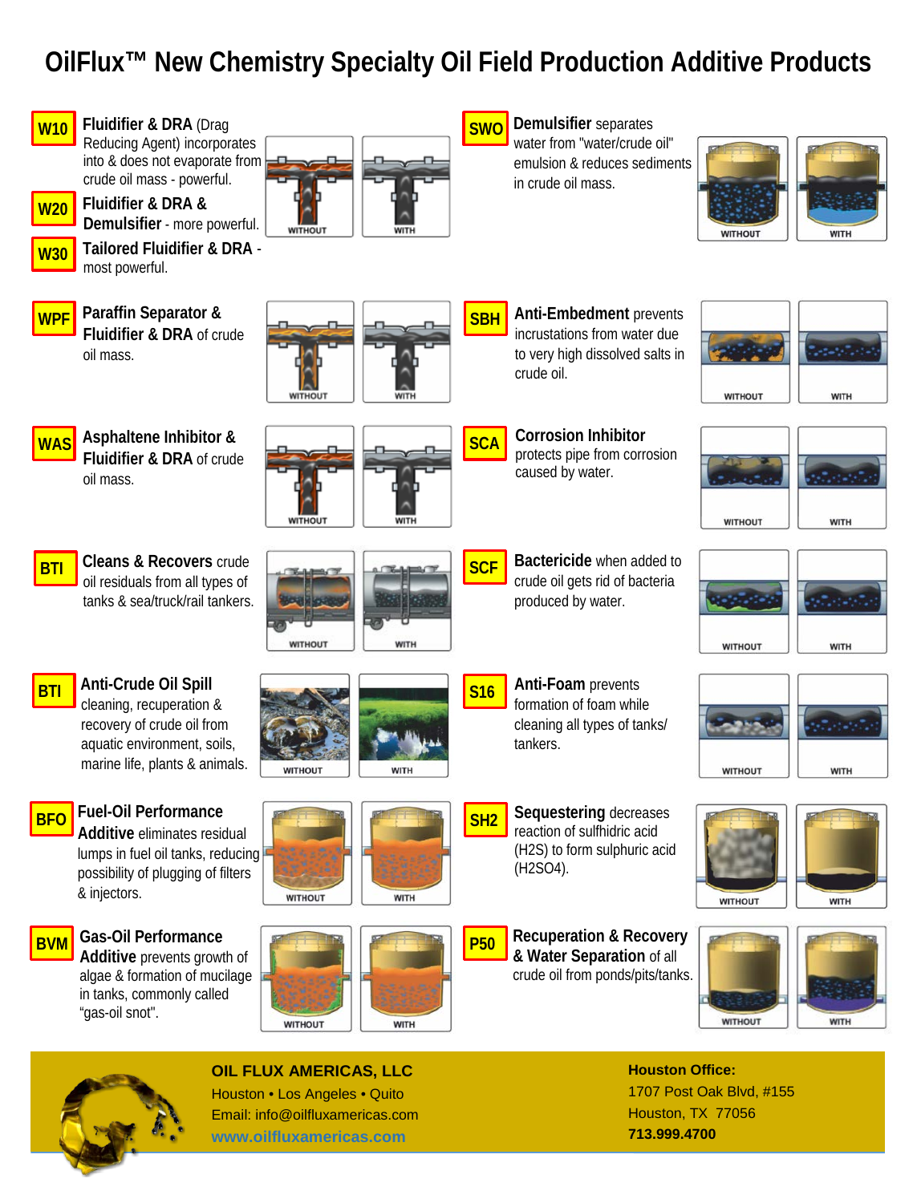# OilFlux™ New Chemistry Specialty Oil Field Production Additive Products

**W10** **Fluidifier & DRA** (Drag Reducing Agent) incorporates into & does not evaporate from crude oil mass - powerful.

**W20** **Fluidifier & DRA & Demulsifier** - more powerful.

**W30** **Tailored Fluidifier & DRA** - most powerful.

WITHOUT WITH

**WPF** **Paraffin Separator & Fluidifier & DRA** of crude oil mass.

WITHOUT WITH

**WAS** **Asphaltene Inhibitor & Fluidifier & DRA** of crude oil mass.

WITHOUT WITH

**BTI** **Cleans & Recovers** crude oil residuals from all types of tanks & sea/truck/rail tankers.

WITHOUT WITH

**BTI** **Anti-Crude Oil Spill** cleaning, recuperation & recovery of crude oil from aquatic environment, soils, marine life, plants & animals.

WITHOUT WITH

**BFO** **Fuel-Oil Performance Additive** eliminates residual lumps in fuel oil tanks, reducing possibility of plugging of filters & injectors.

WITHOUT WITH

**BVM** **Gas-Oil Performance Additive** prevents growth of algae & formation of mucilage in tanks, commonly called “gas-oil snot”.

WITHOUT WITH

**SWO** **Demulsifier** separates water from "water/crude oil" emulsion & reduces sediments in crude oil mass.

WITHOUT WITH

**SBH** **Anti-Embedment** prevents incrustations from water due to very high dissolved salts in crude oil.

WITHOUT WITH

**SCA** **Corrosion Inhibitor** protects pipe from corrosion caused by water.

WITHOUT WITH

**SCF** **Bactericide** when added to crude oil gets rid of bacteria produced by water.

WITHOUT WITH

**S16** **Anti-Foam** prevents formation of foam while cleaning all types of tanks/ tankers.

WITHOUT WITH

**SH2** **Sequestering** decreases reaction of sulfhidric acid ($H2S$) to form sulphuric acid ($H2SO4$).

WITHOUT WITH

**P50** **Recuperation & Recovery & Water Separation** of all crude oil from ponds/pits/tanks.

WITHOUT WITH

**OIL FLUX AMERICAS, LLC**
Houston • Los Angeles • Quito
Email: info@oilfluxamericas.com
www.oilfluxamericas.com

**Houston Office:**
1707 Post Oak Blvd, #155
Houston, TX 77056
**713.999.4700**